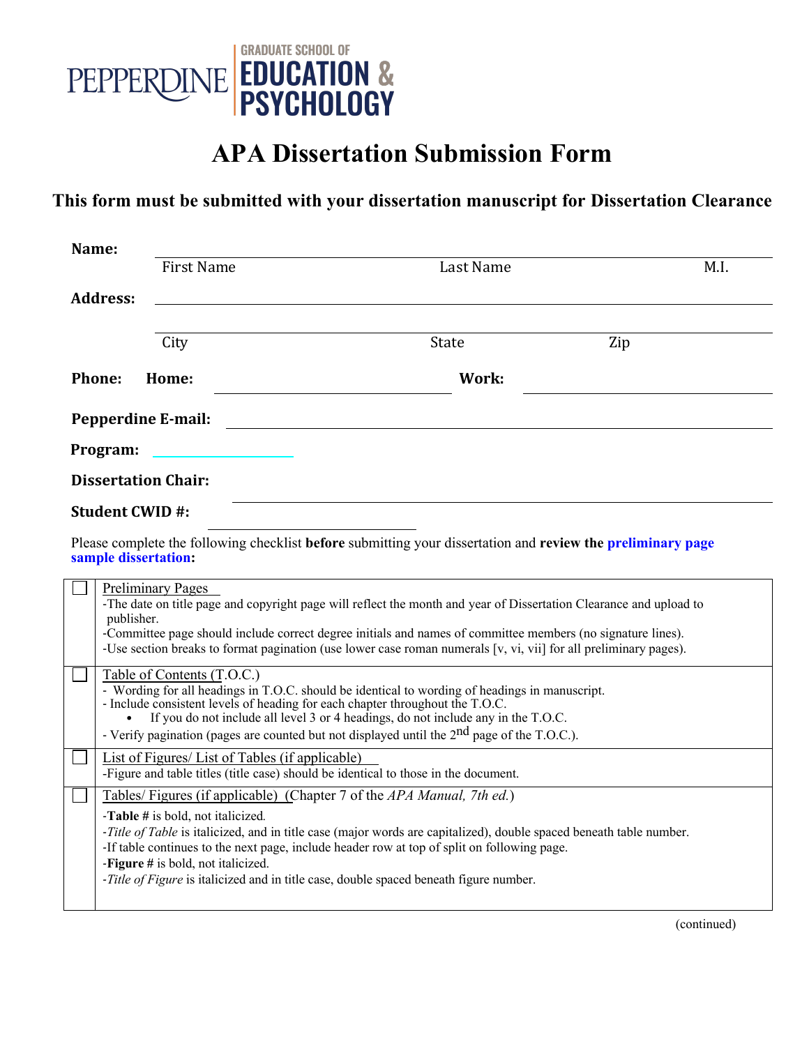PEPPERDINE | GRADUATE SCHOOL OF EDUCATION & PSYCHOLOGY

# APA Dissertation Submission Form

## This form must be submitted with your dissertation manuscript for Dissertation Clearance

**Name:** ______________________________________________

First Name Last Name M.I.

**Address:** ______________________________________________

______________________________________________

City State Zip

**Phone: Home:** ____________________ **Work:** ____________________

**Pepperdine E-mail:** ______________________________________________

**Program:** ____________________

**Dissertation Chair:** ______________________________________________

**Student CWID #:** ____________________

Please complete the following checklist **before** submitting your dissertation and **review the preliminary page sample dissertation:**

| | |
|---|---|
| ☐ | Preliminary Pages<br>-The date on title page and copyright page will reflect the month and year of Dissertation Clearance and upload to publisher.<br>-Committee page should include correct degree initials and names of committee members (no signature lines).<br>-Use section breaks to format pagination (use lower case roman numerals [v, vi, vii] for all preliminary pages). |
| ☐ | Table of Contents (T.O.C.)<br>- Wording for all headings in T.O.C. should be identical to wording of headings in manuscript.<br>- Include consistent levels of heading for each chapter throughout the T.O.C.<br>• If you do not include all level 3 or 4 headings, do not include any in the T.O.C.<br>- Verify pagination (pages are counted but not displayed until the 2nd page of the T.O.C.). |
| ☐ | List of Figures/ List of Tables (if applicable)<br>-Figure and table titles (title case) should be identical to those in the document. |
| ☐ | Tables/ Figures (if applicable) (Chapter 7 of the *APA Manual, 7th ed.*)<br>-**Table #** is bold, not italicized.<br>-*Title of Table* is italicized, and in title case (major words are capitalized), double spaced beneath table number.<br>-If table continues to the next page, include header row at top of split on following page.<br>-**Figure #** is bold, not italicized.<br>-*Title of Figure* is italicized and in title case, double spaced beneath figure number. |

(continued)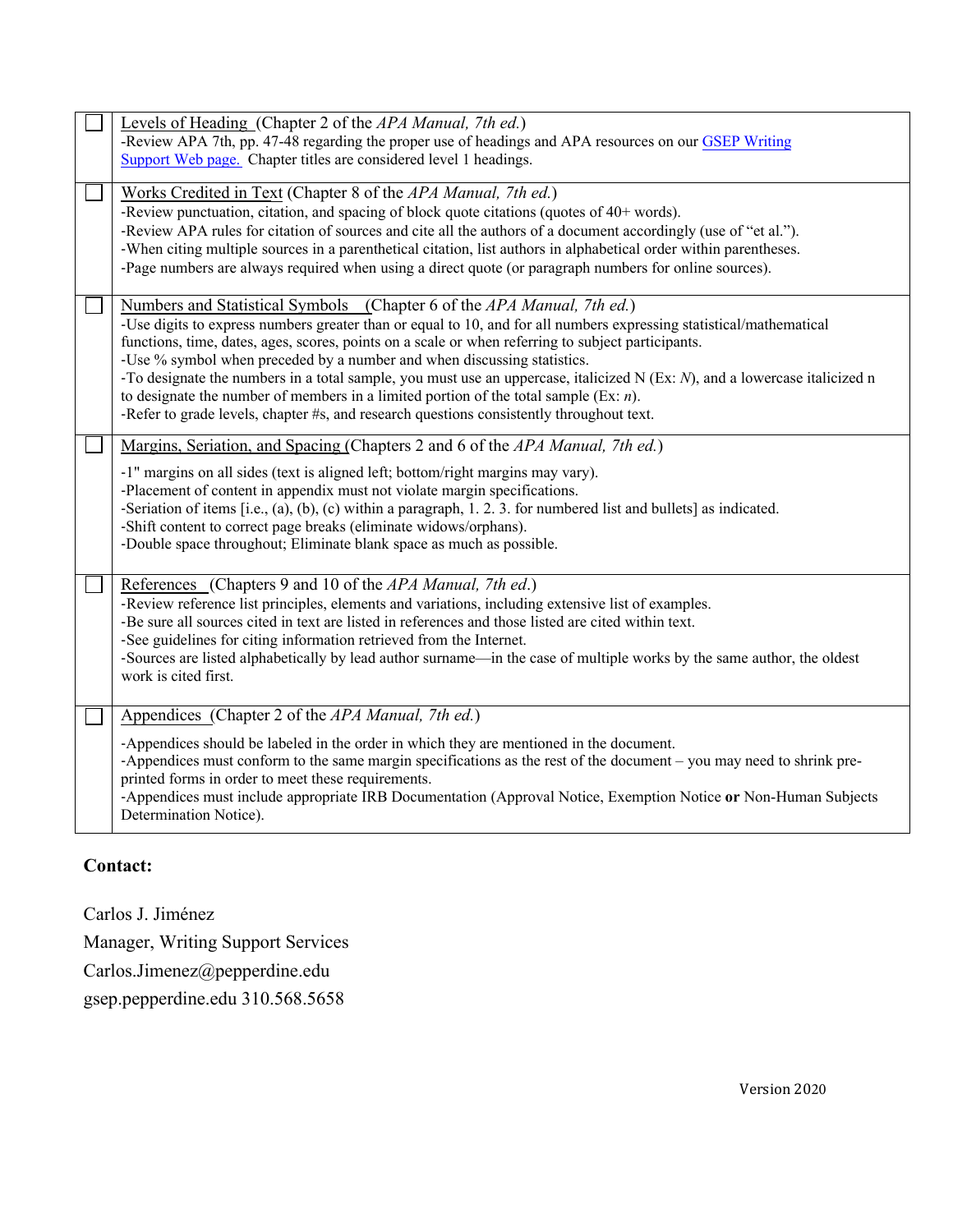| | |
|---|---|
| ☐ | Levels of Heading (Chapter 2 of the *APA Manual, 7th ed.*)<br>-Review APA 7th, pp. 47-48 regarding the proper use of headings and APA resources on our GSEP Writing Support Web page. Chapter titles are considered level 1 headings. |
| ☐ | Works Credited in Text (Chapter 8 of the *APA Manual, 7th ed.*)<br>-Review punctuation, citation, and spacing of block quote citations (quotes of 40+ words).<br>-Review APA rules for citation of sources and cite all the authors of a document accordingly (use of "et al.").<br>-When citing multiple sources in a parenthetical citation, list authors in alphabetical order within parentheses.<br>-Page numbers are always required when using a direct quote (or paragraph numbers for online sources). |
| ☐ | Numbers and Statistical Symbols (Chapter 6 of the *APA Manual, 7th ed.*)<br>-Use digits to express numbers greater than or equal to 10, and for all numbers expressing statistical/mathematical functions, time, dates, ages, scores, points on a scale or when referring to subject participants.<br>-Use % symbol when preceded by a number and when discussing statistics.<br>-To designate the numbers in a total sample, you must use an uppercase, italicized N (Ex: *N*), and a lowercase italicized n to designate the number of members in a limited portion of the total sample (Ex: *n*).<br>-Refer to grade levels, chapter #s, and research questions consistently throughout text. |
| ☐ | Margins, Seriation, and Spacing (Chapters 2 and 6 of the *APA Manual, 7th ed.*)<br>-1" margins on all sides (text is aligned left; bottom/right margins may vary).<br>-Placement of content in appendix must not violate margin specifications.<br>-Seriation of items [i.e., (a), (b), (c) within a paragraph, 1. 2. 3. for numbered list and bullets] as indicated.<br>-Shift content to correct page breaks (eliminate widows/orphans).<br>-Double space throughout; Eliminate blank space as much as possible. |
| ☐ | References (Chapters 9 and 10 of the *APA Manual, 7th ed*.)<br>-Review reference list principles, elements and variations, including extensive list of examples.<br>-Be sure all sources cited in text are listed in references and those listed are cited within text.<br>-See guidelines for citing information retrieved from the Internet.<br>-Sources are listed alphabetically by lead author surname—in the case of multiple works by the same author, the oldest work is cited first. |
| ☐ | Appendices (Chapter 2 of the *APA Manual, 7th ed.*)<br>-Appendices should be labeled in the order in which they are mentioned in the document.<br>-Appendices must conform to the same margin specifications as the rest of the document – you may need to shrink pre-printed forms in order to meet these requirements.<br>-Appendices must include appropriate IRB Documentation (Approval Notice, Exemption Notice **or** Non-Human Subjects Determination Notice). |

**Contact:**

Carlos J. Jiménez
Manager, Writing Support Services
Carlos.Jimenez@pepperdine.edu
gsep.pepperdine.edu 310.568.5658

Version 2020